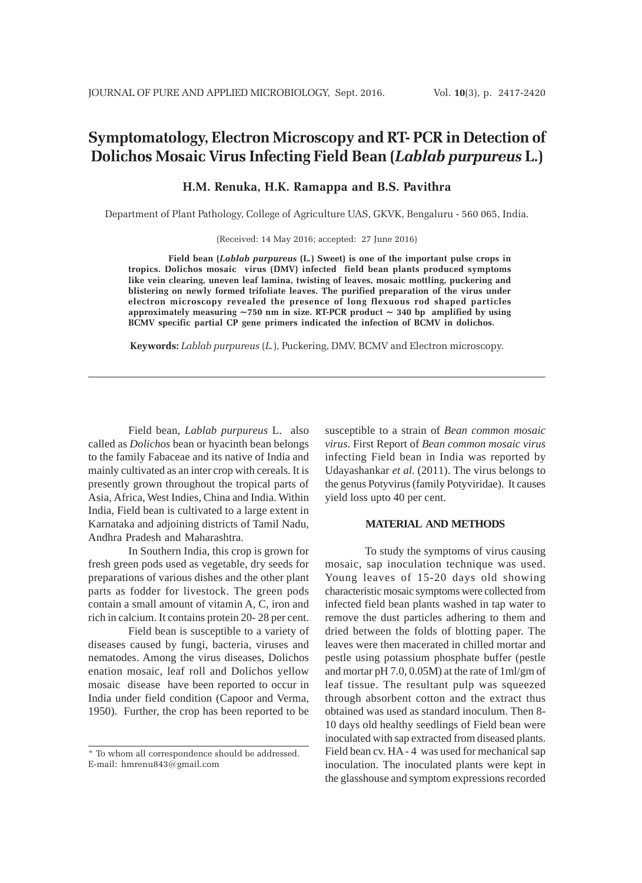# Symptomatology, Electron Microscopy and RT- PCR in Detection of Dolichos Mosaic Virus Infecting Field Bean (*Lablab purpureus* L.)

**H.M. Renuka, H.K. Ramappa and B.S. Pavithra**

Department of Plant Pathology, College of Agriculture UAS, GKVK, Bengaluru - 560 065, India.

(Received: 14 May 2016; accepted: 27 June 2016)

**Field bean (*Lablab purpureus* (L.) Sweet) is one of the important pulse crops in tropics. Dolichos mosaic virus (DMV) infected field bean plants produced symptoms like vein clearing, uneven leaf lamina, twisting of leaves, mosaic mottling, puckering and blistering on newly formed trifoliate leaves. The purified preparation of the virus under electron microscopy revealed the presence of long flexuous rod shaped particles approximately measuring ~750 nm in size. RT-PCR product ~ 340 bp amplified by using BCMV specific partial CP gene primers indicated the infection of BCMV in dolichos.**

**Keywords:** *Lablab purpureus* (*L.*), Puckering, DMV, BCMV and Electron microscopy.

Field bean, *Lablab purpureus* L. also called as *Dolichos* bean or hyacinth bean belongs to the family Fabaceae and its native of India and mainly cultivated as an inter crop with cereals. It is presently grown throughout the tropical parts of Asia, Africa, West Indies, China and India. Within India, Field bean is cultivated to a large extent in Karnataka and adjoining districts of Tamil Nadu, Andhra Pradesh and Maharashtra.

In Southern India, this crop is grown for fresh green pods used as vegetable, dry seeds for preparations of various dishes and the other plant parts as fodder for livestock. The green pods contain a small amount of vitamin A, C, iron and rich in calcium. It contains protein 20- 28 per cent.

Field bean is susceptible to a variety of diseases caused by fungi, bacteria, viruses and nematodes. Among the virus diseases, Dolichos enation mosaic, leaf roll and Dolichos yellow mosaic disease have been reported to occur in India under field condition (Capoor and Verma, 1950). Further, the crop has been reported to be susceptible to a strain of *Bean common mosaic virus*. First Report of *Bean common mosaic virus* infecting Field bean in India was reported by Udayashankar *et al.* (2011). The virus belongs to the genus Potyvirus (family Potyviridae). It causes yield loss upto 40 per cent.

## MATERIAL AND METHODS

To study the symptoms of virus causing mosaic, sap inoculation technique was used. Young leaves of 15-20 days old showing characteristic mosaic symptoms were collected from infected field bean plants washed in tap water to remove the dust particles adhering to them and dried between the folds of blotting paper. The leaves were then macerated in chilled mortar and pestle using potassium phosphate buffer (pestle and mortar pH 7.0, 0.05M) at the rate of 1ml/gm of leaf tissue. The resultant pulp was squeezed through absorbent cotton and the extract thus obtained was used as standard inoculum. Then 8-10 days old healthy seedlings of Field bean were inoculated with sap extracted from diseased plants. Field bean cv. HA - 4 was used for mechanical sap inoculation. The inoculated plants were kept in the glasshouse and symptom expressions recorded

\* To whom all correspondence should be addressed.
E-mail: hmrenu843@gmail.com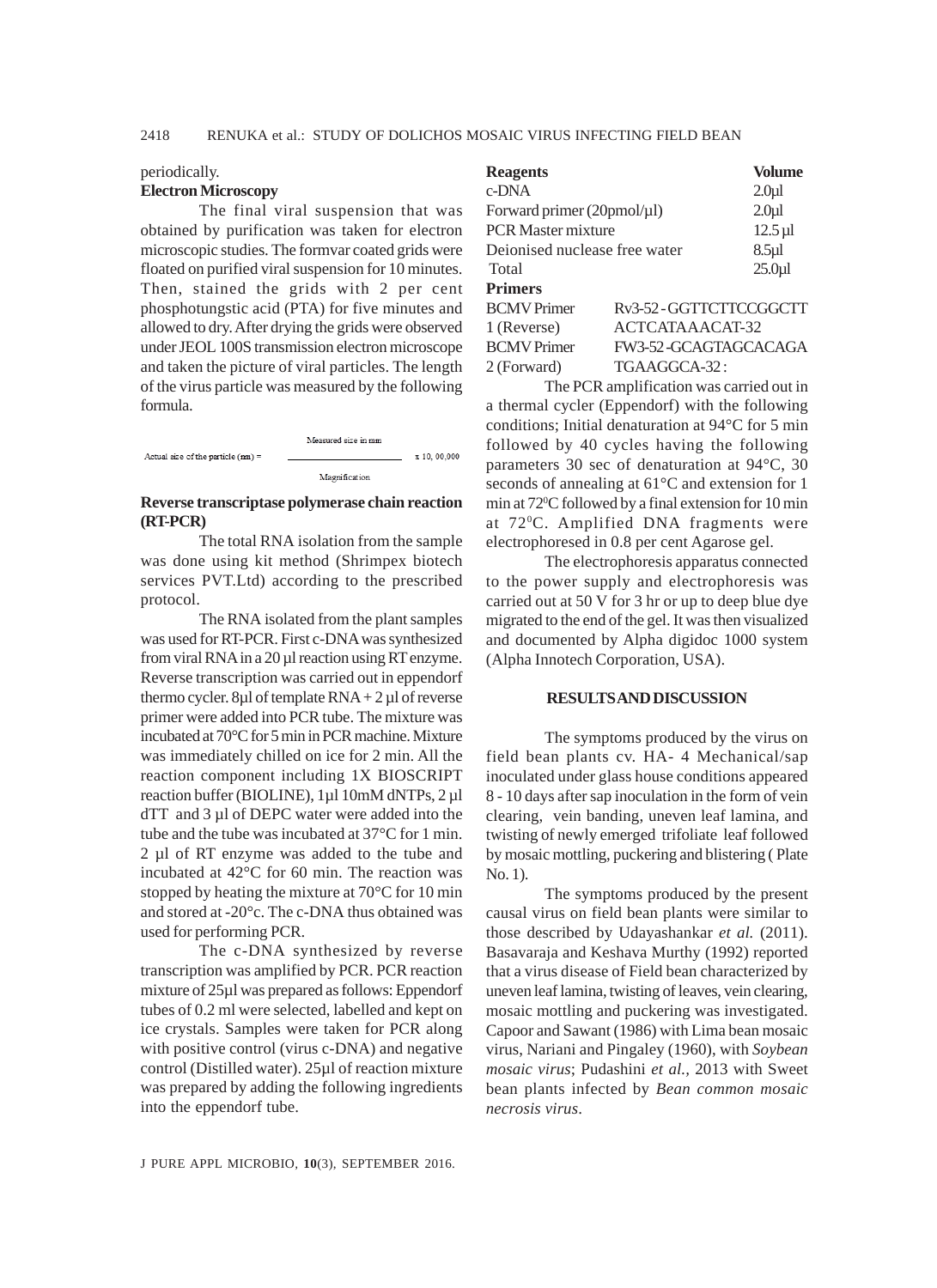periodically.

**Electron Microscopy**

The final viral suspension that was obtained by purification was taken for electron microscopic studies. The formvar coated grids were floated on purified viral suspension for 10 minutes. Then, stained the grids with 2 per cent phosphotungstic acid (PTA) for five minutes and allowed to dry. After drying the grids were observed under JEOL 100S transmission electron microscope and taken the picture of viral particles. The length of the virus particle was measured by the following formula.

$$\text{Actual size of the particle (nm)} = \frac{\text{Measured size in mm}}{\text{Magnification}} \times 10,00,000$$

**Reverse transcriptase polymerase chain reaction (RT-PCR)**

The total RNA isolation from the sample was done using kit method (Shrimpex biotech services PVT.Ltd) according to the prescribed protocol.

The RNA isolated from the plant samples was used for RT-PCR. First c-DNA was synthesized from viral RNA in a 20 µl reaction using RT enzyme. Reverse transcription was carried out in eppendorf thermo cycler. 8µl of template RNA + 2 µl of reverse primer were added into PCR tube. The mixture was incubated at 70°C for 5 min in PCR machine. Mixture was immediately chilled on ice for 2 min. All the reaction component including 1X BIOSCRIPT reaction buffer (BIOLINE), 1µl 10mM dNTPs, 2 µl dTT and 3 µl of DEPC water were added into the tube and the tube was incubated at 37°C for 1 min. 2 µl of RT enzyme was added to the tube and incubated at 42°C for 60 min. The reaction was stopped by heating the mixture at 70°C for 10 min and stored at -20°c. The c-DNA thus obtained was used for performing PCR.

The c-DNA synthesized by reverse transcription was amplified by PCR. PCR reaction mixture of 25µl was prepared as follows: Eppendorf tubes of 0.2 ml were selected, labelled and kept on ice crystals. Samples were taken for PCR along with positive control (virus c-DNA) and negative control (Distilled water). 25µl of reaction mixture was prepared by adding the following ingredients into the eppendorf tube.

| Reagents | Volume |
|---|---|
| c-DNA | 2.0µl |
| Forward primer (20pmol/µl) | 2.0µl |
| PCR Master mixture | 12.5 µl |
| Deionised nuclease free water | 8.5µl |
| Total | 25.0µl |

**Primers**

| | |
|---|---|
| BCMV Primer 1 (Reverse) | Rv3-52 - GGTTCTTCCGGCTT ACTCATAAACAT-32 |
| BCMV Primer 2 (Forward) | FW3-52 -GCAGTAGCACAGA TGAAGGCA-32 : |

The PCR amplification was carried out in a thermal cycler (Eppendorf) with the following conditions; Initial denaturation at 94°C for 5 min followed by 40 cycles having the following parameters 30 sec of denaturation at 94°C, 30 seconds of annealing at 61°C and extension for 1 min at 72°C followed by a final extension for 10 min at 72°C. Amplified DNA fragments were electrophoresed in 0.8 per cent Agarose gel.

The electrophoresis apparatus connected to the power supply and electrophoresis was carried out at 50 V for 3 hr or up to deep blue dye migrated to the end of the gel. It was then visualized and documented by Alpha digidoc 1000 system (Alpha Innotech Corporation, USA).

## RESULTS AND DISCUSSION

The symptoms produced by the virus on field bean plants cv. HA- 4 Mechanical/sap inoculated under glass house conditions appeared 8 - 10 days after sap inoculation in the form of vein clearing, vein banding, uneven leaf lamina, and twisting of newly emerged trifoliate leaf followed by mosaic mottling, puckering and blistering ( Plate No. 1).

The symptoms produced by the present causal virus on field bean plants were similar to those described by Udayashankar *et al.* (2011). Basavaraja and Keshava Murthy (1992) reported that a virus disease of Field bean characterized by uneven leaf lamina, twisting of leaves, vein clearing, mosaic mottling and puckering was investigated. Capoor and Sawant (1986) with Lima bean mosaic virus, Nariani and Pingaley (1960), with *Soybean mosaic virus*; Pudashini *et al.,* 2013 with Sweet bean plants infected by *Bean common mosaic necrosis virus*.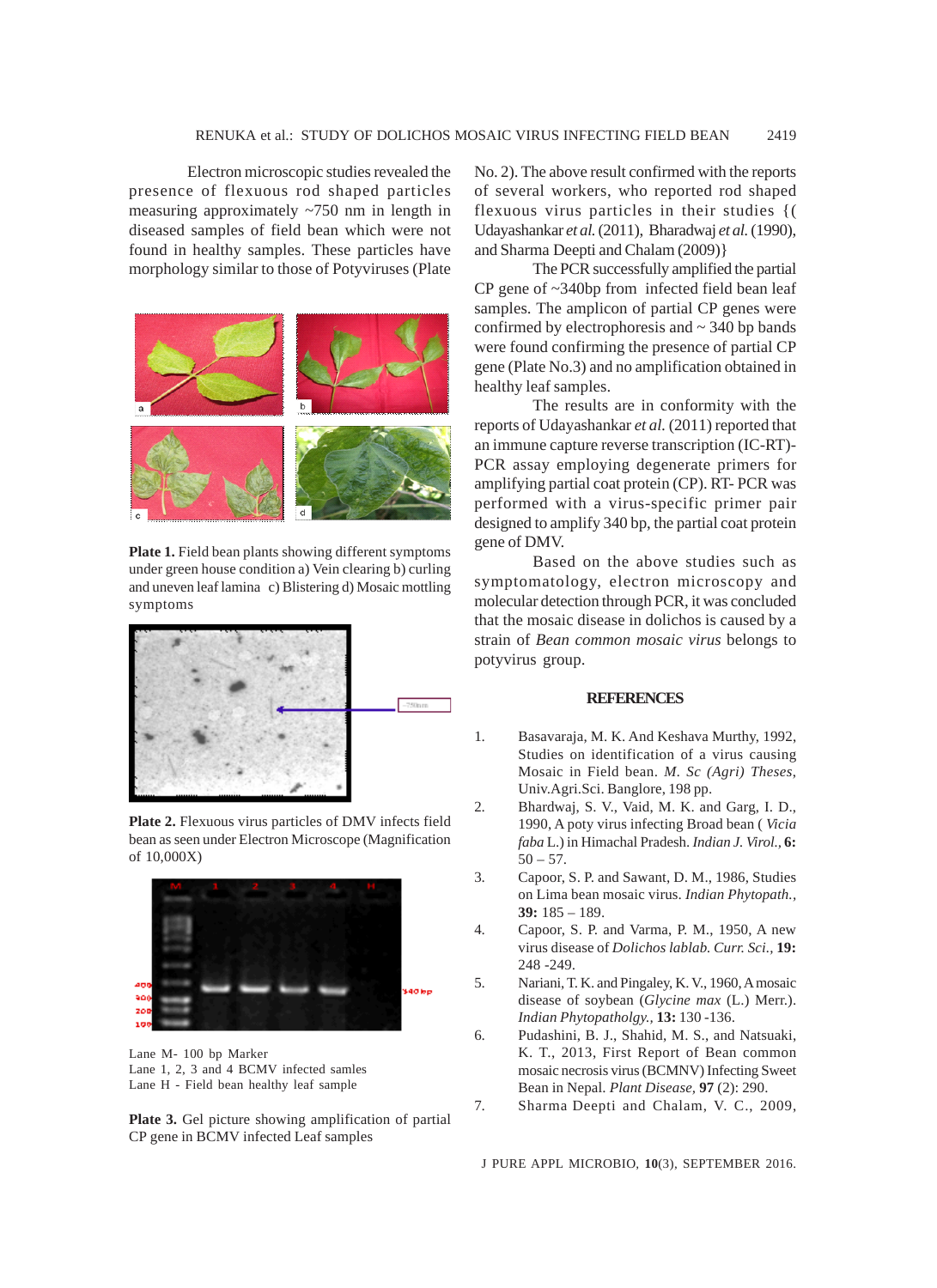Electron microscopic studies revealed the presence of flexuous rod shaped particles measuring approximately ~750 nm in length in diseased samples of field bean which were not found in healthy samples. These particles have morphology similar to those of Potyviruses (Plate No. 2). The above result confirmed with the reports of several workers, who reported rod shaped flexuous virus particles in their studies {( Udayashankar *et al.* (2011), Bharadwaj *et al.* (1990), and Sharma Deepti and Chalam (2009)}

**Plate 1.** Field bean plants showing different symptoms under green house condition a) Vein clearing b) curling and uneven leaf lamina c) Blistering d) Mosaic mottling symptoms

**Plate 2.** Flexuous virus particles of DMV infects field bean as seen under Electron Microscope (Magnification of 10,000X)

Lane M- 100 bp Marker
Lane 1, 2, 3 and 4 BCMV infected samles
Lane H - Field bean healthy leaf sample

**Plate 3.** Gel picture showing amplification of partial CP gene in BCMV infected Leaf samples

The PCR successfully amplified the partial CP gene of ~340bp from infected field bean leaf samples. The amplicon of partial CP genes were confirmed by electrophoresis and ~ 340 bp bands were found confirming the presence of partial CP gene (Plate No.3) and no amplification obtained in healthy leaf samples.

The results are in conformity with the reports of Udayashankar *et al.* (2011) reported that an immune capture reverse transcription (IC-RT)-PCR assay employing degenerate primers for amplifying partial coat protein (CP). RT- PCR was performed with a virus-specific primer pair designed to amplify 340 bp, the partial coat protein gene of DMV.

Based on the above studies such as symptomatology, electron microscopy and molecular detection through PCR, it was concluded that the mosaic disease in dolichos is caused by a strain of *Bean common mosaic virus* belongs to potyvirus group.

## REFERENCES

1. Basavaraja, M. K. And Keshava Murthy, 1992, Studies on identification of a virus causing Mosaic in Field bean. *M. Sc (Agri) Theses*, Univ.Agri.Sci. Banglore, 198 pp.
2. Bhardwaj, S. V., Vaid, M. K. and Garg, I. D., 1990, A poty virus infecting Broad bean ( *Vicia faba* L.) in Himachal Pradesh. *Indian J. Virol.*, **6:** 50 – 57.
3. Capoor, S. P. and Sawant, D. M., 1986, Studies on Lima bean mosaic virus. *Indian Phytopath.*, **39:** 185 – 189.
4. Capoor, S. P. and Varma, P. M., 1950, A new virus disease of *Dolichos lablab. Curr. Sci.*, **19:** 248 -249.
5. Nariani, T. K. and Pingaley, K. V., 1960, A mosaic disease of soybean (*Glycine max* (L.) Merr.). *Indian Phytopatholgy.*, **13:** 130 -136.
6. Pudashini, B. J., Shahid, M. S., and Natsuaki, K. T., 2013, First Report of Bean common mosaic necrosis virus (BCMNV) Infecting Sweet Bean in Nepal. *Plant Disease*, **97** (2): 290.
7. Sharma Deepti and Chalam, V. C., 2009,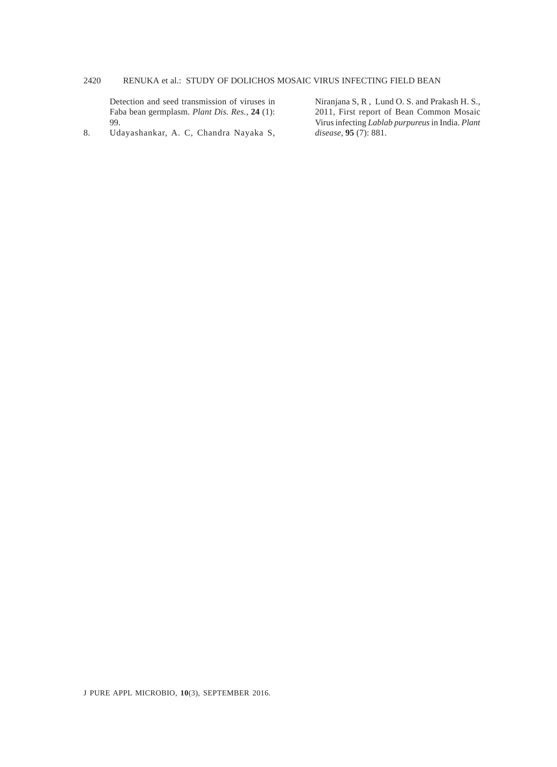Detection and seed transmission of viruses in Faba bean germplasm. *Plant Dis. Res.*, **24** (1): 99.

8. Udayashankar, A. C, Chandra Nayaka S, Niranjana S, R , Lund O. S. and Prakash H. S., 2011, First report of Bean Common Mosaic Virus infecting *Lablab purpureus* in India. *Plant disease*, **95** (7): 881.